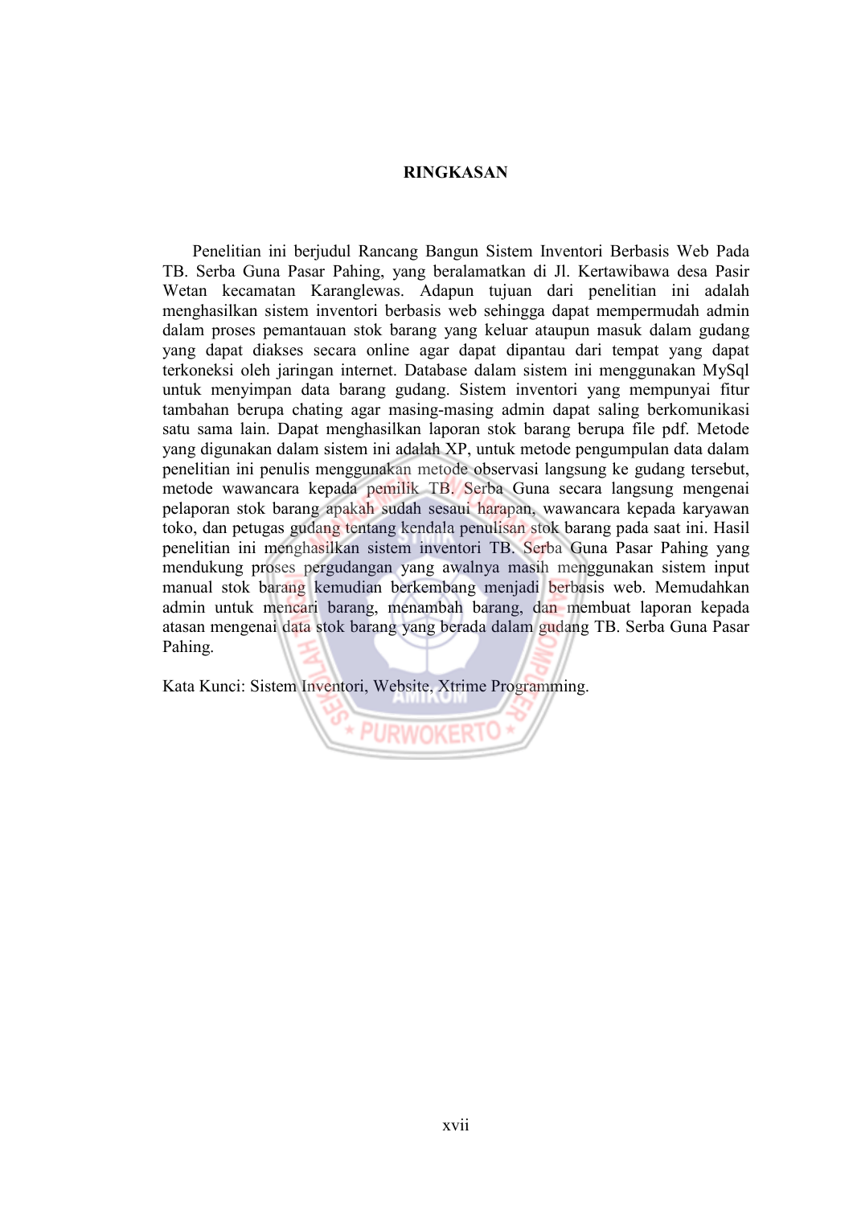# RINGKASAN

Penelitian ini berjudul Rancang Bangun Sistem Inventori Berbasis Web Pada TB. Serba Guna Pasar Pahing, yang beralamatkan di Jl. Kertawibawa desa Pasir Wetan kecamatan Karanglewas. Adapun tujuan dari penelitian ini adalah menghasilkan sistem inventori berbasis web sehingga dapat mempermudah admin dalam proses pemantauan stok barang yang keluar ataupun masuk dalam gudang yang dapat diakses secara online agar dapat dipantau dari tempat yang dapat terkoneksi oleh jaringan internet. Database dalam sistem ini menggunakan MySql untuk menyimpan data barang gudang. Sistem inventori yang mempunyai fitur tambahan berupa chating agar masing-masing admin dapat saling berkomunikasi satu sama lain. Dapat menghasilkan laporan stok barang berupa file pdf. Metode yang digunakan dalam sistem ini adalah XP, untuk metode pengumpulan data dalam penelitian ini penulis menggunakan metode observasi langsung ke gudang tersebut, metode wawancara kepada pemilik TB. Serba Guna secara langsung mengenai pelaporan stok barang apakah sudah sesaui harapan, wawancara kepada karyawan toko, dan petugas gudang tentang kendala penulisan stok barang pada saat ini. Hasil penelitian ini menghasilkan sistem inventori TB. Serba Guna Pasar Pahing yang mendukung proses pergudangan yang awalnya masih menggunakan sistem input manual stok barang kemudian berkembang menjadi berbasis web. Memudahkan admin untuk mencari barang, menambah barang, dan membuat laporan kepada atasan mengenai data stok barang yang berada dalam gudang TB. Serba Guna Pasar Pahing.

Kata Kunci: Sistem Inventori, Website, Xtrime Programming.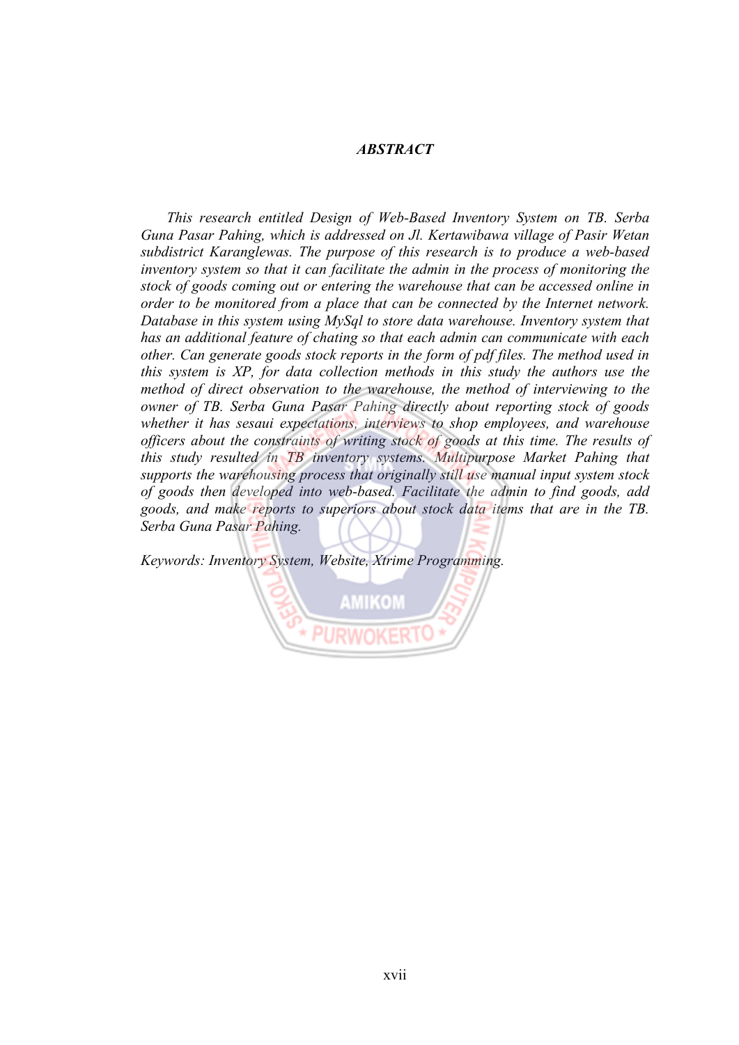***ABSTRACT***

*This research entitled Design of Web-Based Inventory System on TB. Serba Guna Pasar Pahing, which is addressed on Jl. Kertawibawa village of Pasir Wetan subdistrict Karanglewas. The purpose of this research is to produce a web-based inventory system so that it can facilitate the admin in the process of monitoring the stock of goods coming out or entering the warehouse that can be accessed online in order to be monitored from a place that can be connected by the Internet network. Database in this system using MySql to store data warehouse. Inventory system that has an additional feature of chating so that each admin can communicate with each other. Can generate goods stock reports in the form of pdf files. The method used in this system is XP, for data collection methods in this study the authors use the method of direct observation to the warehouse, the method of interviewing to the owner of TB. Serba Guna Pasar Pahing directly about reporting stock of goods whether it has sesaui expectations, interviews to shop employees, and warehouse officers about the constraints of writing stock of goods at this time. The results of this study resulted in TB inventory systems. Multipurpose Market Pahing that supports the warehousing process that originally still use manual input system stock of goods then developed into web-based. Facilitate the admin to find goods, add goods, and make reports to superiors about stock data items that are in the TB. Serba Guna Pasar Pahing.*

*Keywords: Inventory System, Website, Xtrime Programming.*